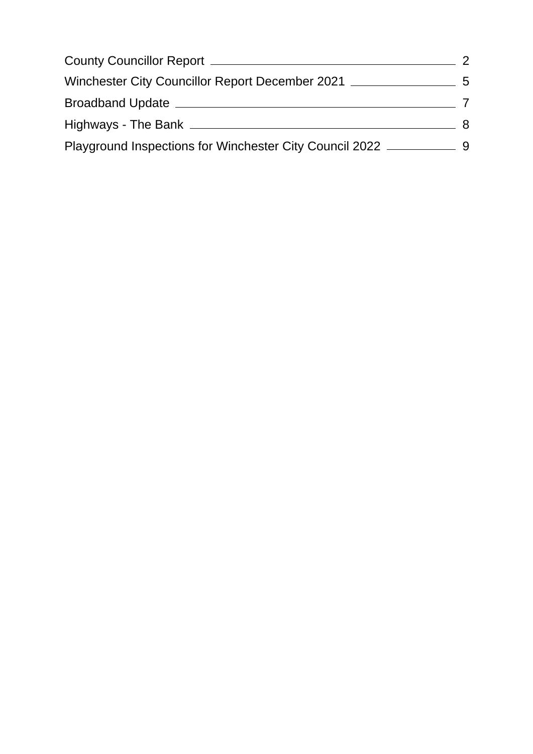County Councillor Report 2

Winchester City Councillor Report December 2021 5

Broadband Update 7

Highways - The Bank 8

Playground Inspections for Winchester City Council 2022 9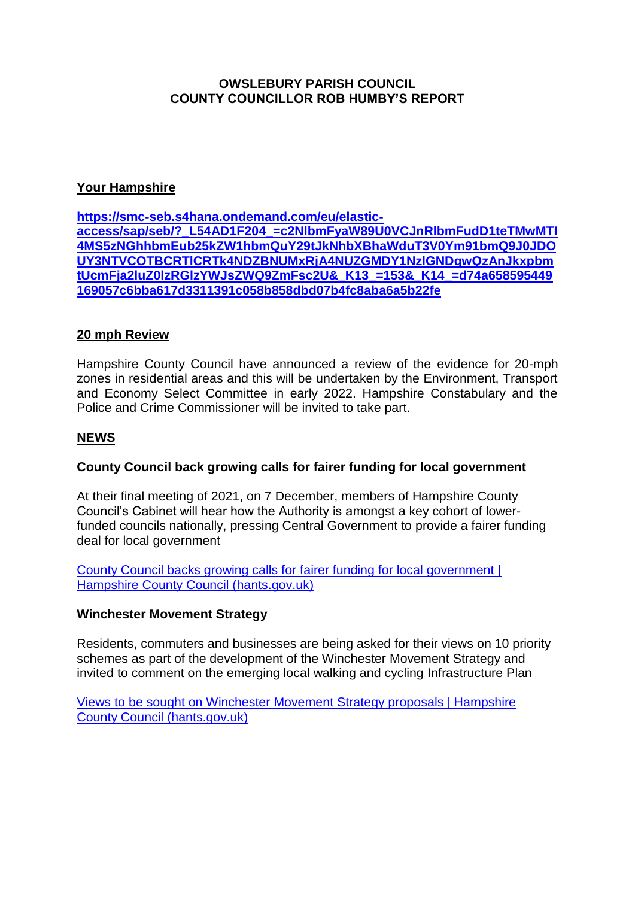**OWSLEBURY PARISH COUNCIL**
**COUNTY COUNCILLOR ROB HUMBY'S REPORT**

**Your Hampshire**

**https://smc-seb.s4hana.ondemand.com/eu/elastic-access/sap/seb/?_L54AD1F204_=c2NlbmFyaW89U0VCJnRlbmFudD1teTMwMTI4MS5zNGhhbmEub25kZW1hbmQuY29tJkNhbXBhaWduT3V0Ym91bmQ9J0JDOUY3NTVCOTBCRTlCRTk4NDZBNUMxRjA4NUZGMDY1NzlGNDgwQzAnJkxpbmtUcmFja2luZ0lzRGlzYWJsZWQ9ZmFsc2U&_K13_=153&_K14_=d74a658595449169057c6bba617d3311391c058b858dbd07b4fc8aba6a5b22fe**

**20 mph Review**

Hampshire County Council have announced a review of the evidence for 20-mph zones in residential areas and this will be undertaken by the Environment, Transport and Economy Select Committee in early 2022. Hampshire Constabulary and the Police and Crime Commissioner will be invited to take part.

**NEWS**

**County Council back growing calls for fairer funding for local government**

At their final meeting of 2021, on 7 December, members of Hampshire County Council's Cabinet will hear how the Authority is amongst a key cohort of lower-funded councils nationally, pressing Central Government to provide a fairer funding deal for local government

County Council backs growing calls for fairer funding for local government | Hampshire County Council (hants.gov.uk)

**Winchester Movement Strategy**

Residents, commuters and businesses are being asked for their views on 10 priority schemes as part of the development of the Winchester Movement Strategy and invited to comment on the emerging local walking and cycling Infrastructure Plan

Views to be sought on Winchester Movement Strategy proposals | Hampshire County Council (hants.gov.uk)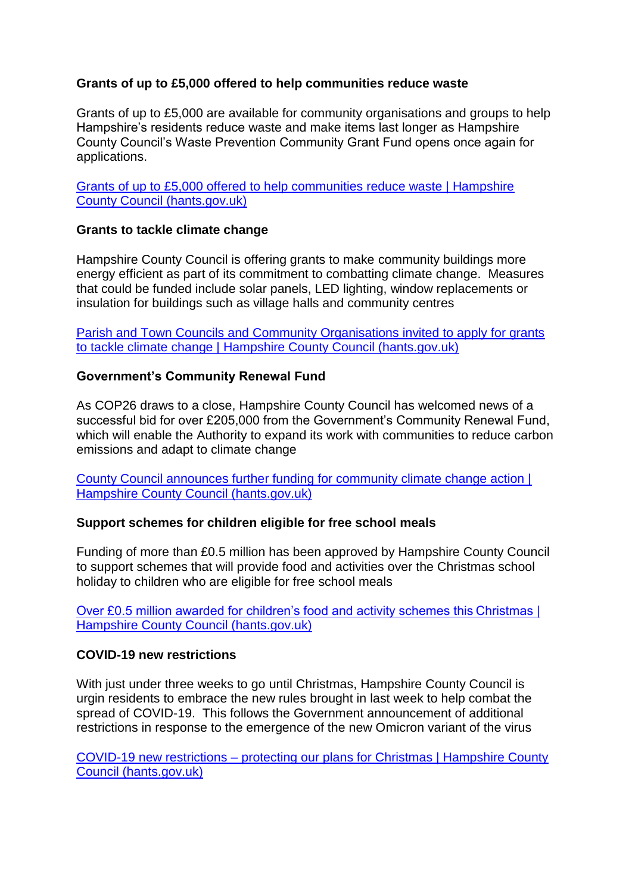**Grants of up to £5,000 offered to help communities reduce waste**

Grants of up to £5,000 are available for community organisations and groups to help Hampshire's residents reduce waste and make items last longer as Hampshire County Council's Waste Prevention Community Grant Fund opens once again for applications.

Grants of up to £5,000 offered to help communities reduce waste | Hampshire County Council (hants.gov.uk)

**Grants to tackle climate change**

Hampshire County Council is offering grants to make community buildings more energy efficient as part of its commitment to combatting climate change. Measures that could be funded include solar panels, LED lighting, window replacements or insulation for buildings such as village halls and community centres

Parish and Town Councils and Community Organisations invited to apply for grants to tackle climate change | Hampshire County Council (hants.gov.uk)

**Government's Community Renewal Fund**

As COP26 draws to a close, Hampshire County Council has welcomed news of a successful bid for over £205,000 from the Government's Community Renewal Fund, which will enable the Authority to expand its work with communities to reduce carbon emissions and adapt to climate change

County Council announces further funding for community climate change action | Hampshire County Council (hants.gov.uk)

**Support schemes for children eligible for free school meals**

Funding of more than £0.5 million has been approved by Hampshire County Council to support schemes that will provide food and activities over the Christmas school holiday to children who are eligible for free school meals

Over £0.5 million awarded for children's food and activity schemes this Christmas | Hampshire County Council (hants.gov.uk)

**COVID-19 new restrictions**

With just under three weeks to go until Christmas, Hampshire County Council is urgin residents to embrace the new rules brought in last week to help combat the spread of COVID-19. This follows the Government announcement of additional restrictions in response to the emergence of the new Omicron variant of the virus

COVID-19 new restrictions – protecting our plans for Christmas | Hampshire County Council (hants.gov.uk)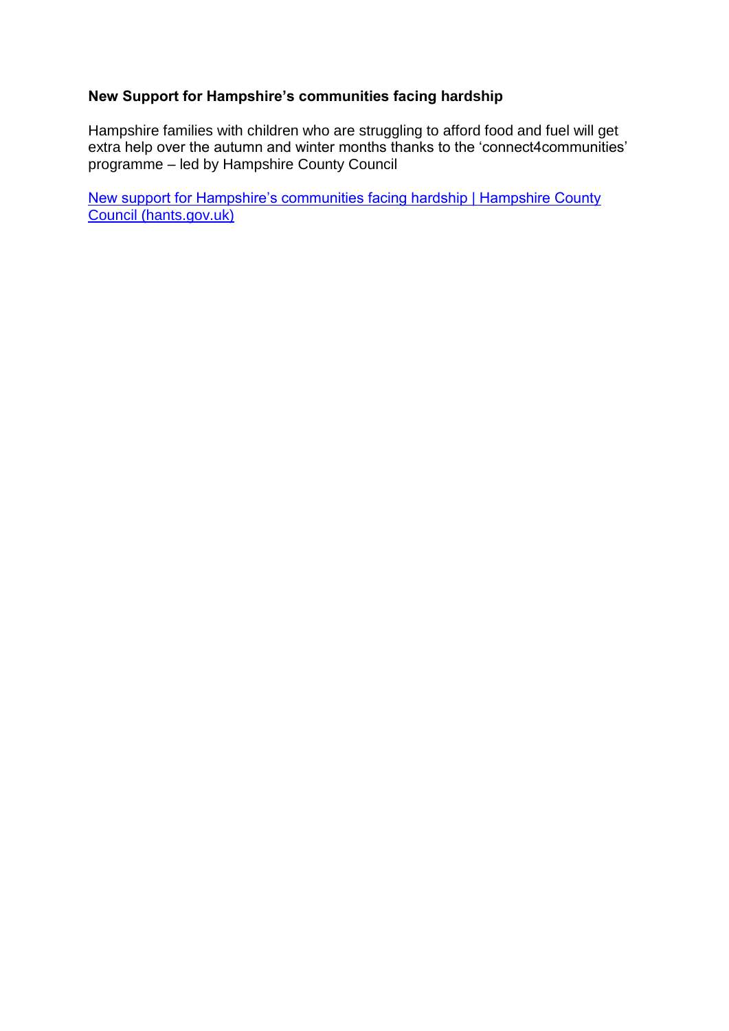**New Support for Hampshire's communities facing hardship**

Hampshire families with children who are struggling to afford food and fuel will get extra help over the autumn and winter months thanks to the 'connect4communities' programme – led by Hampshire County Council

New support for Hampshire's communities facing hardship | Hampshire County Council (hants.gov.uk)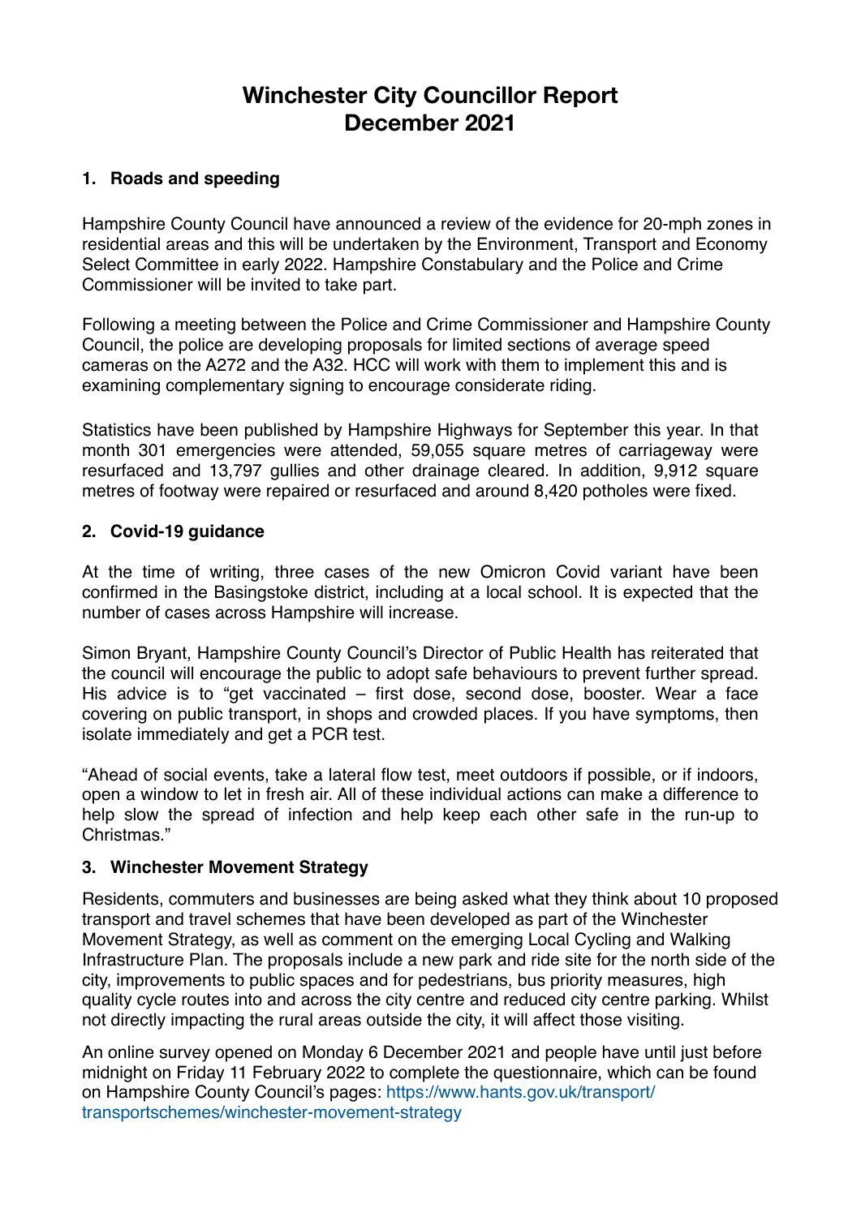# Winchester City Councillor Report
# December 2021

## 1. Roads and speeding

Hampshire County Council have announced a review of the evidence for 20-mph zones in residential areas and this will be undertaken by the Environment, Transport and Economy Select Committee in early 2022. Hampshire Constabulary and the Police and Crime Commissioner will be invited to take part.

Following a meeting between the Police and Crime Commissioner and Hampshire County Council, the police are developing proposals for limited sections of average speed cameras on the A272 and the A32. HCC will work with them to implement this and is examining complementary signing to encourage considerate riding.

Statistics have been published by Hampshire Highways for September this year. In that month 301 emergencies were attended, 59,055 square metres of carriageway were resurfaced and 13,797 gullies and other drainage cleared. In addition, 9,912 square metres of footway were repaired or resurfaced and around 8,420 potholes were fixed.

## 2. Covid-19 guidance

At the time of writing, three cases of the new Omicron Covid variant have been confirmed in the Basingstoke district, including at a local school. It is expected that the number of cases across Hampshire will increase.

Simon Bryant, Hampshire County Council's Director of Public Health has reiterated that the council will encourage the public to adopt safe behaviours to prevent further spread. His advice is to "get vaccinated – first dose, second dose, booster. Wear a face covering on public transport, in shops and crowded places. If you have symptoms, then isolate immediately and get a PCR test.

"Ahead of social events, take a lateral flow test, meet outdoors if possible, or if indoors, open a window to let in fresh air. All of these individual actions can make a difference to help slow the spread of infection and help keep each other safe in the run-up to Christmas."

## 3. Winchester Movement Strategy

Residents, commuters and businesses are being asked what they think about 10 proposed transport and travel schemes that have been developed as part of the Winchester Movement Strategy, as well as comment on the emerging Local Cycling and Walking Infrastructure Plan. The proposals include a new park and ride site for the north side of the city, improvements to public spaces and for pedestrians, bus priority measures, high quality cycle routes into and across the city centre and reduced city centre parking. Whilst not directly impacting the rural areas outside the city, it will affect those visiting.

An online survey opened on Monday 6 December 2021 and people have until just before midnight on Friday 11 February 2022 to complete the questionnaire, which can be found on Hampshire County Council's pages: https://www.hants.gov.uk/transport/transportschemes/winchester-movement-strategy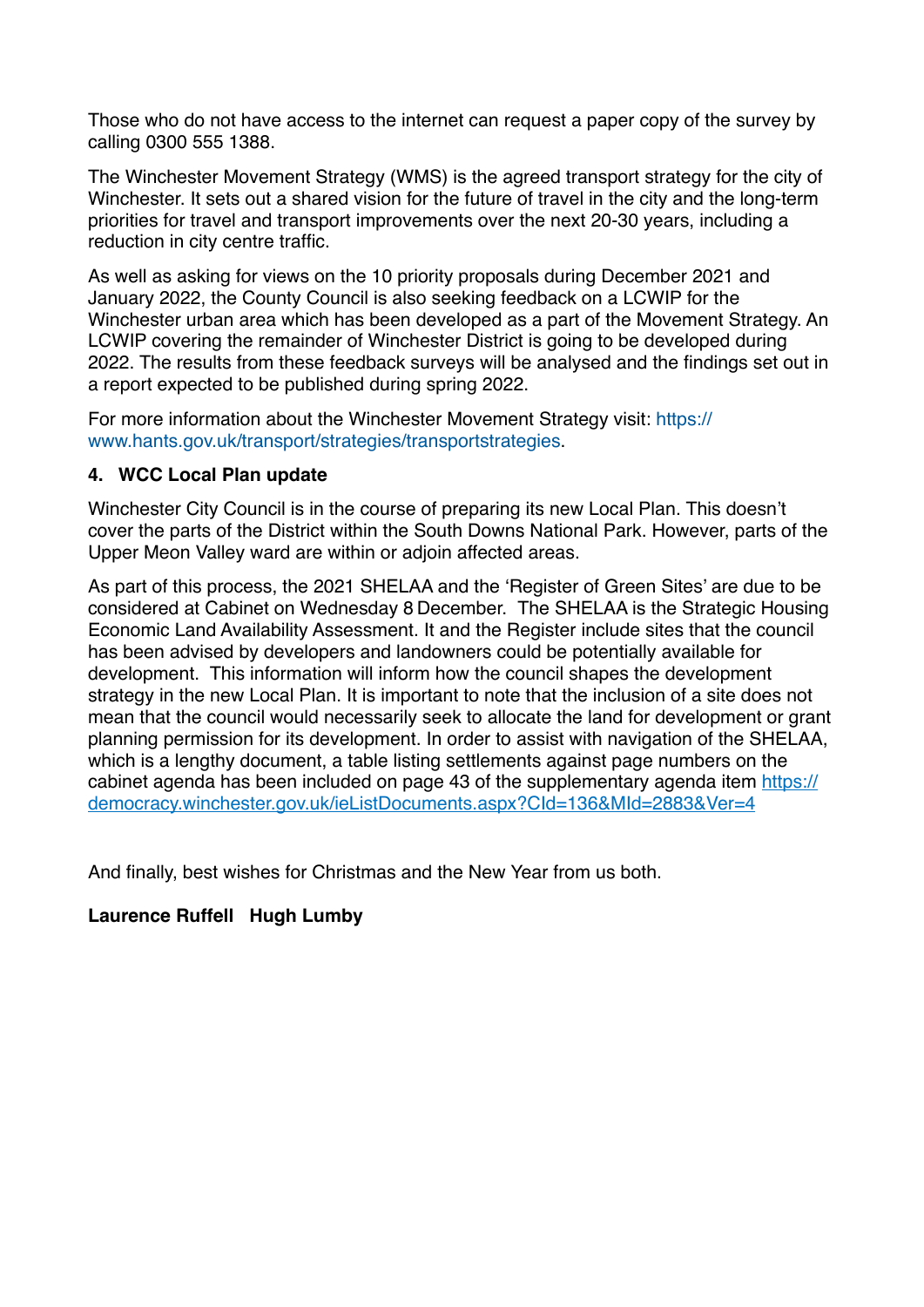Those who do not have access to the internet can request a paper copy of the survey by calling 0300 555 1388.

The Winchester Movement Strategy (WMS) is the agreed transport strategy for the city of Winchester. It sets out a shared vision for the future of travel in the city and the long-term priorities for travel and transport improvements over the next 20-30 years, including a reduction in city centre traffic.

As well as asking for views on the 10 priority proposals during December 2021 and January 2022, the County Council is also seeking feedback on a LCWIP for the Winchester urban area which has been developed as a part of the Movement Strategy. An LCWIP covering the remainder of Winchester District is going to be developed during 2022. The results from these feedback surveys will be analysed and the findings set out in a report expected to be published during spring 2022.

For more information about the Winchester Movement Strategy visit: https://www.hants.gov.uk/transport/strategies/transportstrategies.

**4. WCC Local Plan update**

Winchester City Council is in the course of preparing its new Local Plan. This doesn't cover the parts of the District within the South Downs National Park. However, parts of the Upper Meon Valley ward are within or adjoin affected areas.

As part of this process, the 2021 SHELAA and the 'Register of Green Sites' are due to be considered at Cabinet on Wednesday 8 December. The SHELAA is the Strategic Housing Economic Land Availability Assessment. It and the Register include sites that the council has been advised by developers and landowners could be potentially available for development. This information will inform how the council shapes the development strategy in the new Local Plan. It is important to note that the inclusion of a site does not mean that the council would necessarily seek to allocate the land for development or grant planning permission for its development. In order to assist with navigation of the SHELAA, which is a lengthy document, a table listing settlements against page numbers on the cabinet agenda has been included on page 43 of the supplementary agenda item https://democracy.winchester.gov.uk/ieListDocuments.aspx?CId=136&MId=2883&Ver=4

And finally, best wishes for Christmas and the New Year from us both.

**Laurence Ruffell Hugh Lumby**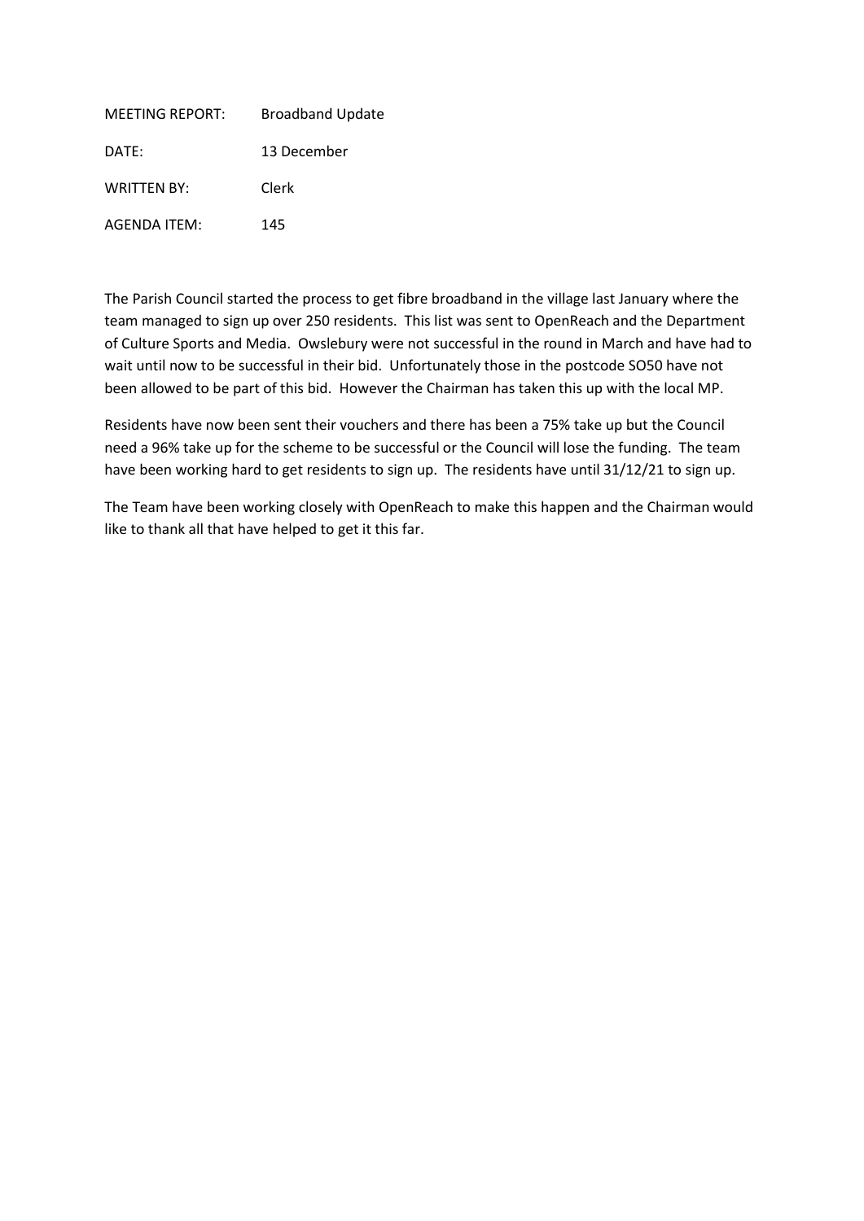MEETING REPORT: Broadband Update

DATE: 13 December

WRITTEN BY: Clerk

AGENDA ITEM: 145

The Parish Council started the process to get fibre broadband in the village last January where the team managed to sign up over 250 residents. This list was sent to OpenReach and the Department of Culture Sports and Media. Owslebury were not successful in the round in March and have had to wait until now to be successful in their bid. Unfortunately those in the postcode SO50 have not been allowed to be part of this bid. However the Chairman has taken this up with the local MP.

Residents have now been sent their vouchers and there has been a 75% take up but the Council need a 96% take up for the scheme to be successful or the Council will lose the funding. The team have been working hard to get residents to sign up. The residents have until 31/12/21 to sign up.

The Team have been working closely with OpenReach to make this happen and the Chairman would like to thank all that have helped to get it this far.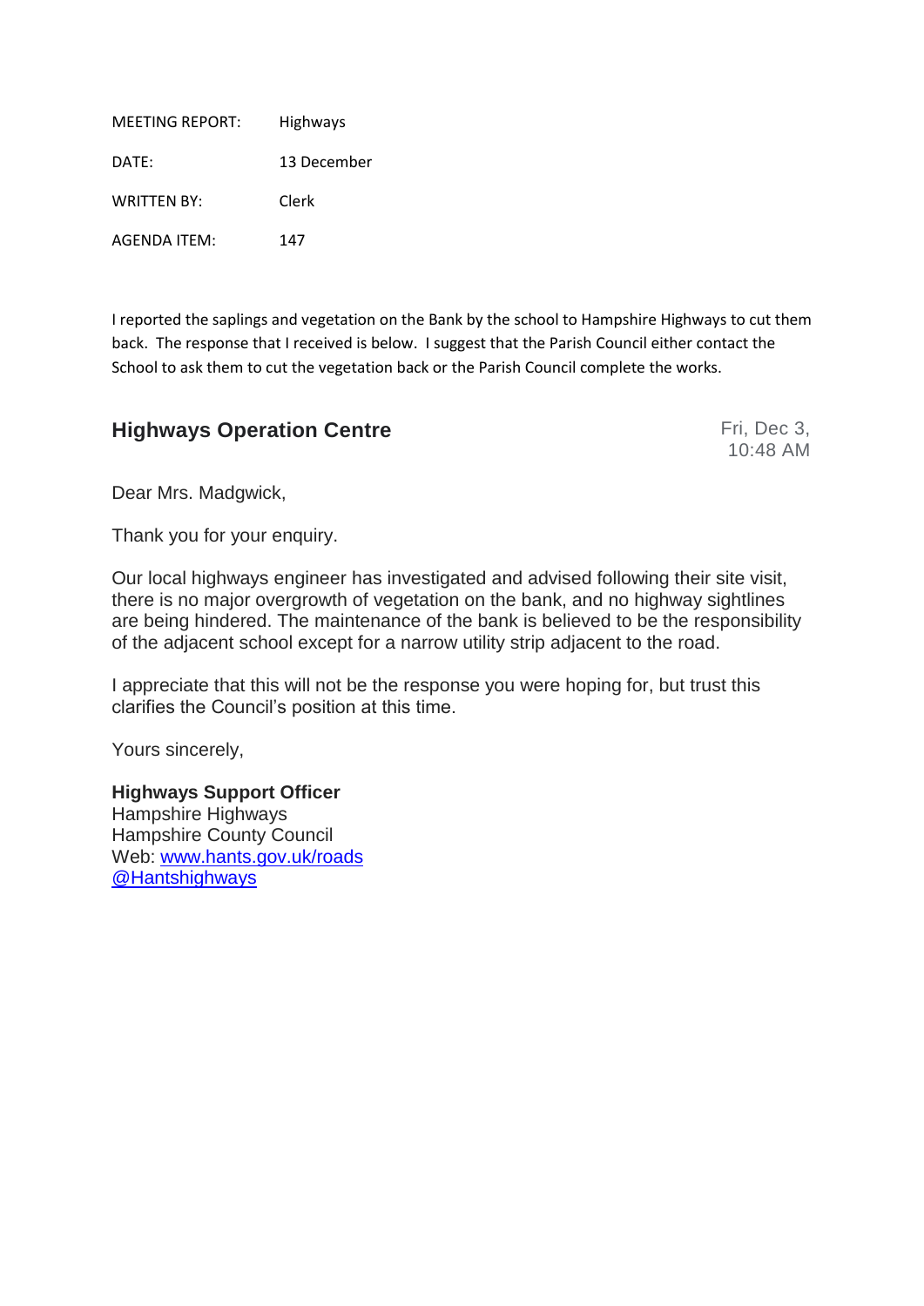| | |
|---|---|
| MEETING REPORT: | Highways |
| DATE: | 13 December |
| WRITTEN BY: | Clerk |
| AGENDA ITEM: | 147 |

I reported the saplings and vegetation on the Bank by the school to Hampshire Highways to cut them back. The response that I received is below. I suggest that the Parish Council either contact the School to ask them to cut the vegetation back or the Parish Council complete the works.

## Highways Operation Centre

Fri, Dec 3, 10:48 AM

Dear Mrs. Madgwick,

Thank you for your enquiry.

Our local highways engineer has investigated and advised following their site visit, there is no major overgrowth of vegetation on the bank, and no highway sightlines are being hindered. The maintenance of the bank is believed to be the responsibility of the adjacent school except for a narrow utility strip adjacent to the road.

I appreciate that this will not be the response you were hoping for, but trust this clarifies the Council's position at this time.

Yours sincerely,

**Highways Support Officer**
Hampshire Highways
Hampshire County Council
Web: [www.hants.gov.uk/roads](www.hants.gov.uk/roads)
@Hantshighways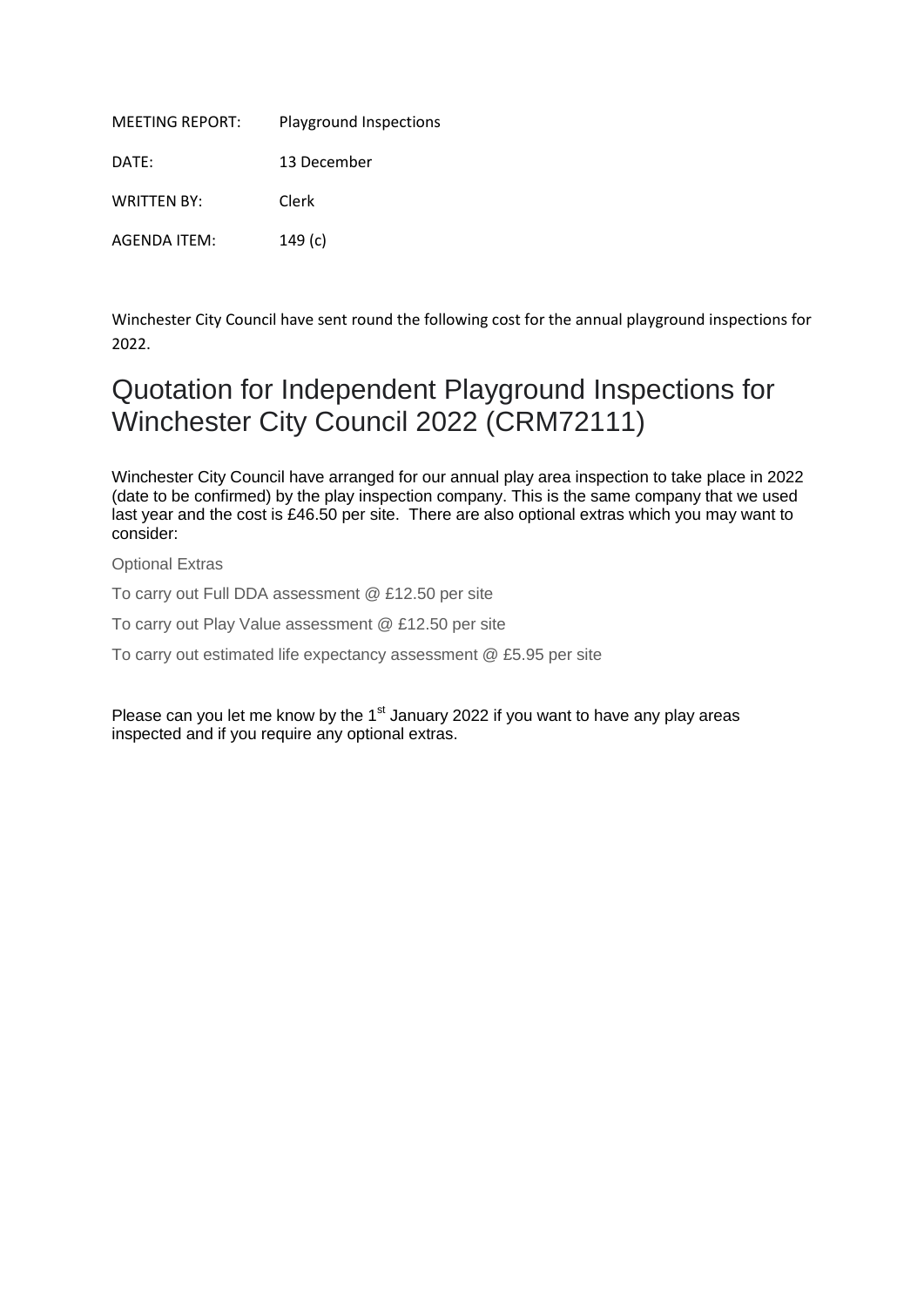MEETING REPORT: Playground Inspections

DATE: 13 December

WRITTEN BY: Clerk

AGENDA ITEM: 149 (c)

Winchester City Council have sent round the following cost for the annual playground inspections for 2022.

# Quotation for Independent Playground Inspections for Winchester City Council 2022 (CRM72111)

Winchester City Council have arranged for our annual play area inspection to take place in 2022 (date to be confirmed) by the play inspection company. This is the same company that we used last year and the cost is £46.50 per site. There are also optional extras which you may want to consider:

Optional Extras

To carry out Full DDA assessment @ £12.50 per site

To carry out Play Value assessment @ £12.50 per site

To carry out estimated life expectancy assessment @ £5.95 per site

Please can you let me know by the 1st January 2022 if you want to have any play areas inspected and if you require any optional extras.